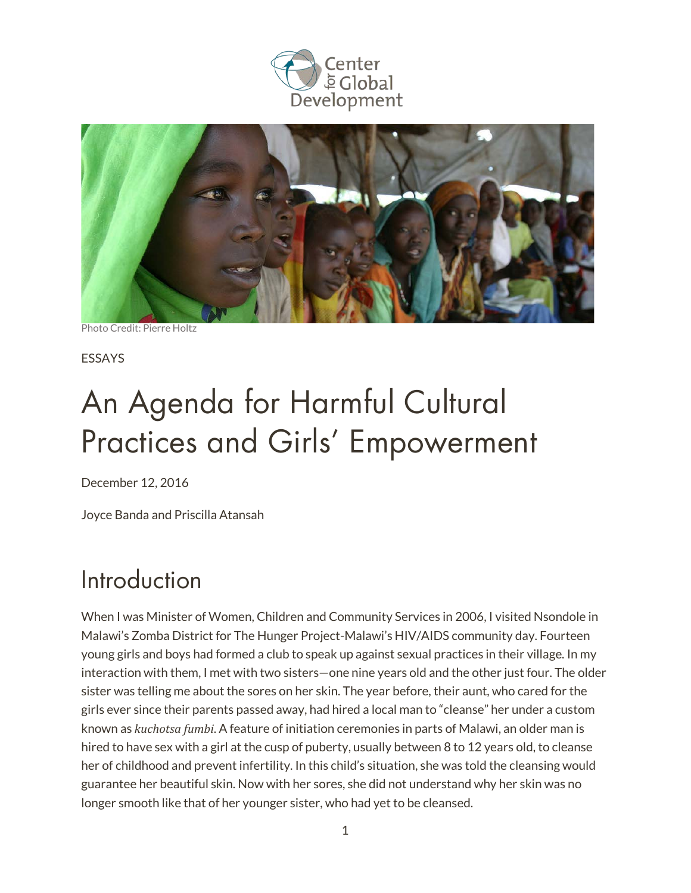Photo Credit: Pierre Holtz

ESSAYS

# An Agenda for Harmful Cultural Practices and Girls' Empowerment

December 12, 2016

Joyce Banda and Priscilla Atansah

## Introduction

When I was Minister of Women, Children and Community Services in 2006, I visited Nsondole in Malawi's Zomba District for The Hunger Project-Malawi's HIV/AIDS community day. Fourteen young girls and boys had formed a club to speak up against sexual practices in their village. In my interaction with them, I met with two sisters—one nine years old and the other just four. The older sister was telling me about the sores on her skin. The year before, their aunt, who cared for the girls ever since their parents passed away, had hired a local man to "cleanse" her under a custom known as *kuchotsa fumbi*. A feature of initiation ceremonies in parts of Malawi, an older man is hired to have sex with a girl at the cusp of puberty, usually between 8 to 12 years old, to cleanse her of childhood and prevent infertility. In this child's situation, she was told the cleansing would guarantee her beautiful skin. Now with her sores, she did not understand why her skin was no longer smooth like that of her younger sister, who had yet to be cleansed.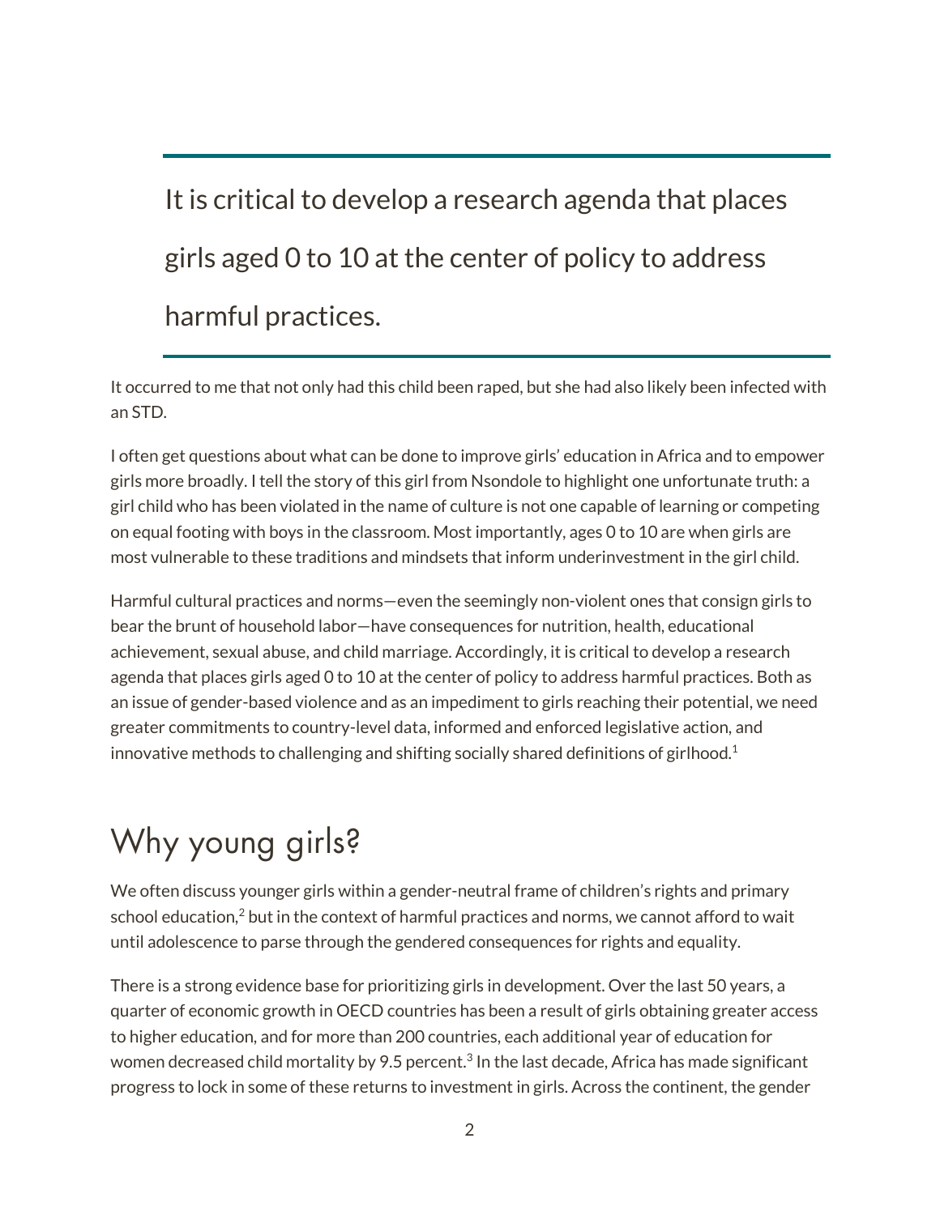> It is critical to develop a research agenda that places girls aged 0 to 10 at the center of policy to address harmful practices.

It occurred to me that not only had this child been raped, but she had also likely been infected with an STD.

I often get questions about what can be done to improve girls' education in Africa and to empower girls more broadly. I tell the story of this girl from Nsondole to highlight one unfortunate truth: a girl child who has been violated in the name of culture is not one capable of learning or competing on equal footing with boys in the classroom. Most importantly, ages 0 to 10 are when girls are most vulnerable to these traditions and mindsets that inform underinvestment in the girl child.

Harmful cultural practices and norms—even the seemingly non-violent ones that consign girls to bear the brunt of household labor—have consequences for nutrition, health, educational achievement, sexual abuse, and child marriage. Accordingly, it is critical to develop a research agenda that places girls aged 0 to 10 at the center of policy to address harmful practices. Both as an issue of gender-based violence and as an impediment to girls reaching their potential, we need greater commitments to country-level data, informed and enforced legislative action, and innovative methods to challenging and shifting socially shared definitions of girlhood.[1]

## Why young girls?

We often discuss younger girls within a gender-neutral frame of children's rights and primary school education,[2] but in the context of harmful practices and norms, we cannot afford to wait until adolescence to parse through the gendered consequences for rights and equality.

There is a strong evidence base for prioritizing girls in development. Over the last 50 years, a quarter of economic growth in OECD countries has been a result of girls obtaining greater access to higher education, and for more than 200 countries, each additional year of education for women decreased child mortality by 9.5 percent.[3] In the last decade, Africa has made significant progress to lock in some of these returns to investment in girls. Across the continent, the gender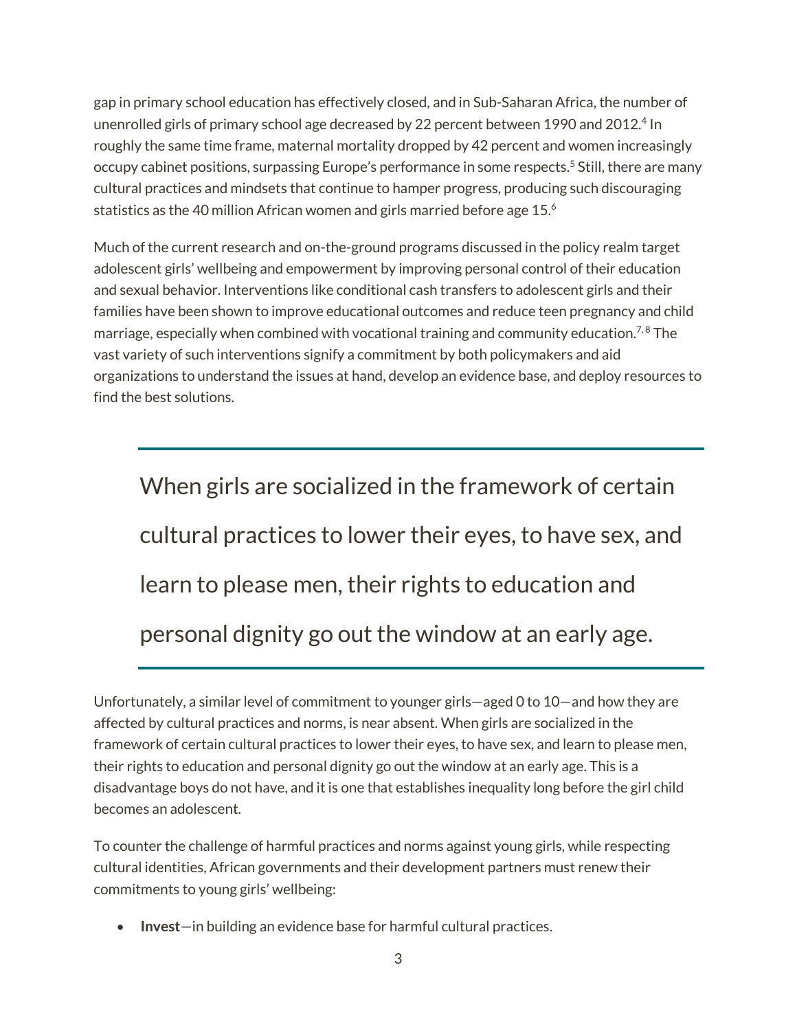gap in primary school education has effectively closed, and in Sub-Saharan Africa, the number of unenrolled girls of primary school age decreased by 22 percent between 1990 and 2012.[4] In roughly the same time frame, maternal mortality dropped by 42 percent and women increasingly occupy cabinet positions, surpassing Europe's performance in some respects.[5] Still, there are many cultural practices and mindsets that continue to hamper progress, producing such discouraging statistics as the 40 million African women and girls married before age 15.[6]

Much of the current research and on-the-ground programs discussed in the policy realm target adolescent girls' wellbeing and empowerment by improving personal control of their education and sexual behavior. Interventions like conditional cash transfers to adolescent girls and their families have been shown to improve educational outcomes and reduce teen pregnancy and child marriage, especially when combined with vocational training and community education.[7, 8] The vast variety of such interventions signify a commitment by both policymakers and aid organizations to understand the issues at hand, develop an evidence base, and deploy resources to find the best solutions.

> When girls are socialized in the framework of certain cultural practices to lower their eyes, to have sex, and learn to please men, their rights to education and personal dignity go out the window at an early age.

Unfortunately, a similar level of commitment to younger girls—aged 0 to 10—and how they are affected by cultural practices and norms, is near absent. When girls are socialized in the framework of certain cultural practices to lower their eyes, to have sex, and learn to please men, their rights to education and personal dignity go out the window at an early age. This is a disadvantage boys do not have, and it is one that establishes inequality long before the girl child becomes an adolescent.

To counter the challenge of harmful practices and norms against young girls, while respecting cultural identities, African governments and their development partners must renew their commitments to young girls' wellbeing:

- **Invest**—in building an evidence base for harmful cultural practices.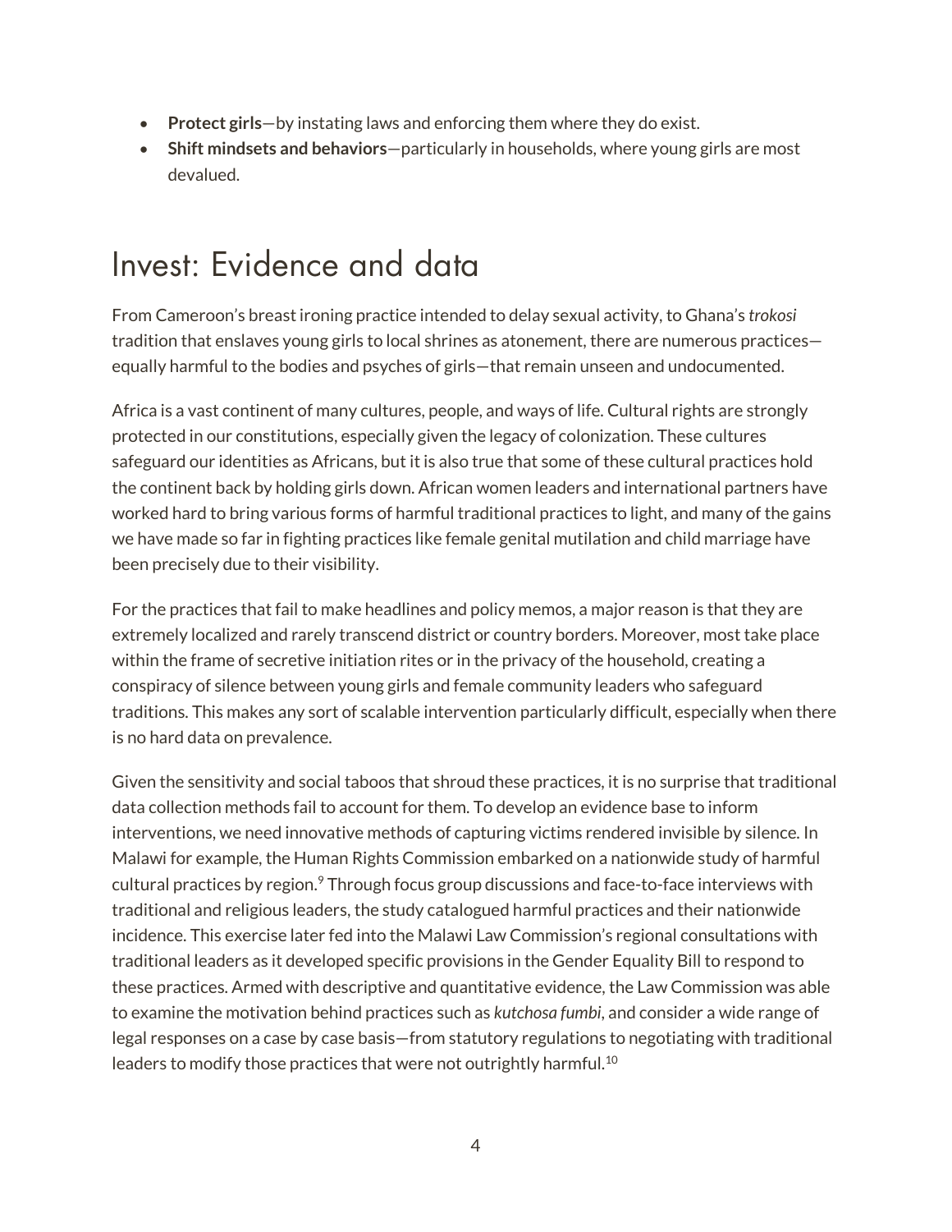- **Protect girls**—by instating laws and enforcing them where they do exist.
- **Shift mindsets and behaviors**—particularly in households, where young girls are most devalued.

## Invest: Evidence and data

From Cameroon's breast ironing practice intended to delay sexual activity, to Ghana's *trokosi* tradition that enslaves young girls to local shrines as atonement, there are numerous practices—equally harmful to the bodies and psyches of girls—that remain unseen and undocumented.

Africa is a vast continent of many cultures, people, and ways of life. Cultural rights are strongly protected in our constitutions, especially given the legacy of colonization. These cultures safeguard our identities as Africans, but it is also true that some of these cultural practices hold the continent back by holding girls down. African women leaders and international partners have worked hard to bring various forms of harmful traditional practices to light, and many of the gains we have made so far in fighting practices like female genital mutilation and child marriage have been precisely due to their visibility.

For the practices that fail to make headlines and policy memos, a major reason is that they are extremely localized and rarely transcend district or country borders. Moreover, most take place within the frame of secretive initiation rites or in the privacy of the household, creating a conspiracy of silence between young girls and female community leaders who safeguard traditions. This makes any sort of scalable intervention particularly difficult, especially when there is no hard data on prevalence.

Given the sensitivity and social taboos that shroud these practices, it is no surprise that traditional data collection methods fail to account for them. To develop an evidence base to inform interventions, we need innovative methods of capturing victims rendered invisible by silence. In Malawi for example, the Human Rights Commission embarked on a nationwide study of harmful cultural practices by region.[9] Through focus group discussions and face-to-face interviews with traditional and religious leaders, the study catalogued harmful practices and their nationwide incidence. This exercise later fed into the Malawi Law Commission's regional consultations with traditional leaders as it developed specific provisions in the Gender Equality Bill to respond to these practices. Armed with descriptive and quantitative evidence, the Law Commission was able to examine the motivation behind practices such as *kutchosa fumbi*, and consider a wide range of legal responses on a case by case basis—from statutory regulations to negotiating with traditional leaders to modify those practices that were not outrightly harmful.[10]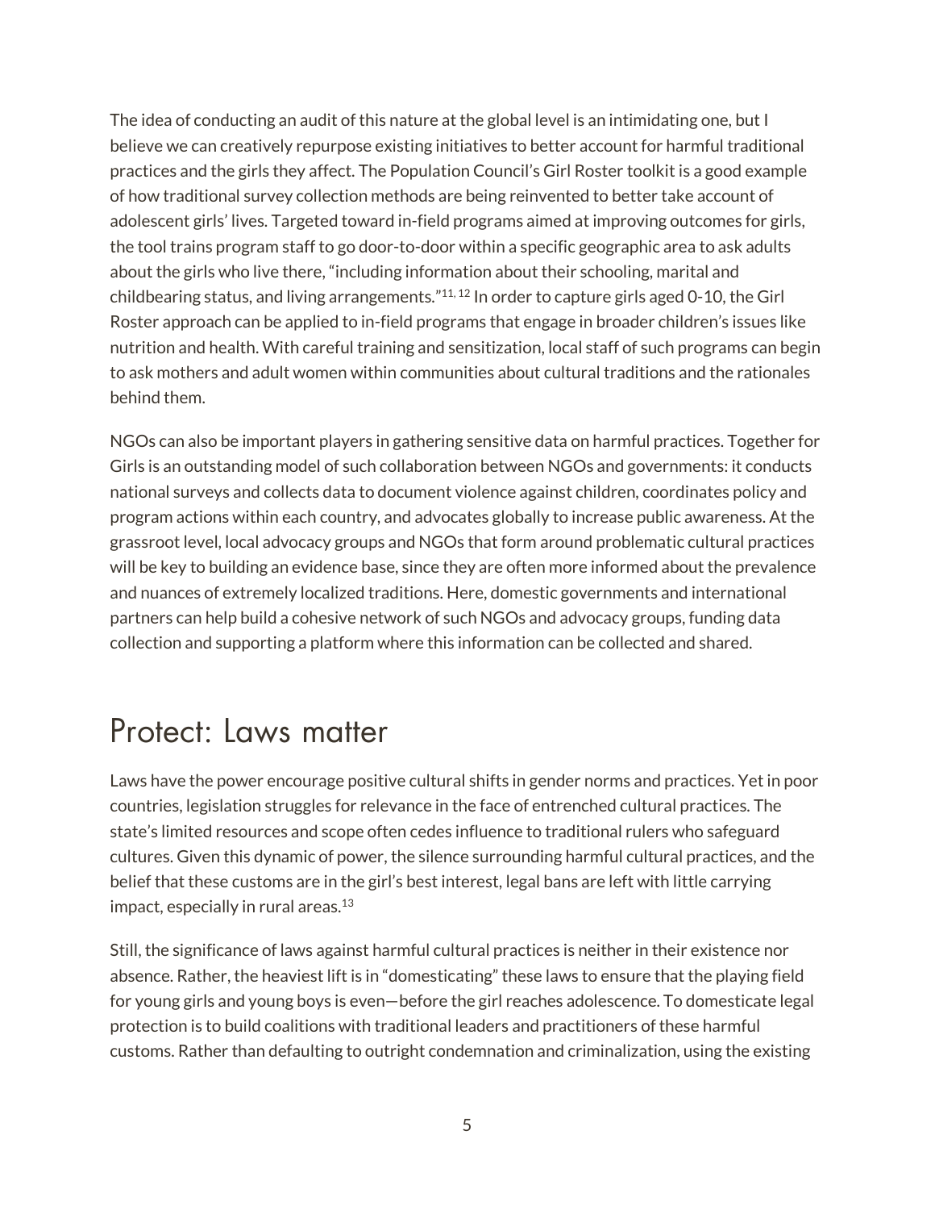The idea of conducting an audit of this nature at the global level is an intimidating one, but I believe we can creatively repurpose existing initiatives to better account for harmful traditional practices and the girls they affect. The Population Council's Girl Roster toolkit is a good example of how traditional survey collection methods are being reinvented to better take account of adolescent girls' lives. Targeted toward in-field programs aimed at improving outcomes for girls, the tool trains program staff to go door-to-door within a specific geographic area to ask adults about the girls who live there, "including information about their schooling, marital and childbearing status, and living arrangements."[11, 12] In order to capture girls aged 0-10, the Girl Roster approach can be applied to in-field programs that engage in broader children's issues like nutrition and health. With careful training and sensitization, local staff of such programs can begin to ask mothers and adult women within communities about cultural traditions and the rationales behind them.

NGOs can also be important players in gathering sensitive data on harmful practices. Together for Girls is an outstanding model of such collaboration between NGOs and governments: it conducts national surveys and collects data to document violence against children, coordinates policy and program actions within each country, and advocates globally to increase public awareness. At the grassroot level, local advocacy groups and NGOs that form around problematic cultural practices will be key to building an evidence base, since they are often more informed about the prevalence and nuances of extremely localized traditions. Here, domestic governments and international partners can help build a cohesive network of such NGOs and advocacy groups, funding data collection and supporting a platform where this information can be collected and shared.

## Protect: Laws matter

Laws have the power encourage positive cultural shifts in gender norms and practices. Yet in poor countries, legislation struggles for relevance in the face of entrenched cultural practices. The state's limited resources and scope often cedes influence to traditional rulers who safeguard cultures. Given this dynamic of power, the silence surrounding harmful cultural practices, and the belief that these customs are in the girl's best interest, legal bans are left with little carrying impact, especially in rural areas.[13]

Still, the significance of laws against harmful cultural practices is neither in their existence nor absence. Rather, the heaviest lift is in "domesticating" these laws to ensure that the playing field for young girls and young boys is even—before the girl reaches adolescence. To domesticate legal protection is to build coalitions with traditional leaders and practitioners of these harmful customs. Rather than defaulting to outright condemnation and criminalization, using the existing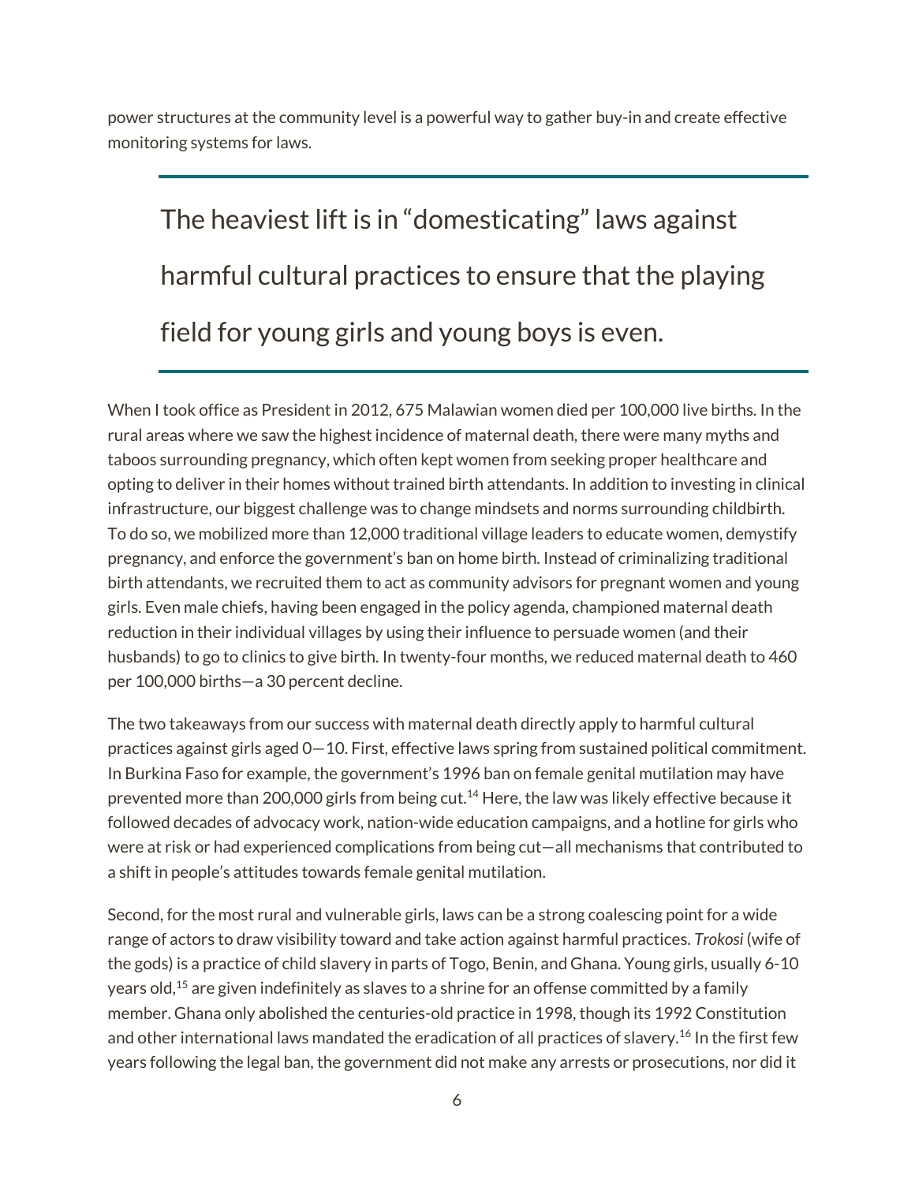power structures at the community level is a powerful way to gather buy-in and create effective monitoring systems for laws.

> The heaviest lift is in "domesticating" laws against harmful cultural practices to ensure that the playing field for young girls and young boys is even.

When I took office as President in 2012, 675 Malawian women died per 100,000 live births. In the rural areas where we saw the highest incidence of maternal death, there were many myths and taboos surrounding pregnancy, which often kept women from seeking proper healthcare and opting to deliver in their homes without trained birth attendants. In addition to investing in clinical infrastructure, our biggest challenge was to change mindsets and norms surrounding childbirth. To do so, we mobilized more than 12,000 traditional village leaders to educate women, demystify pregnancy, and enforce the government's ban on home birth. Instead of criminalizing traditional birth attendants, we recruited them to act as community advisors for pregnant women and young girls. Even male chiefs, having been engaged in the policy agenda, championed maternal death reduction in their individual villages by using their influence to persuade women (and their husbands) to go to clinics to give birth. In twenty-four months, we reduced maternal death to 460 per 100,000 births—a 30 percent decline.

The two takeaways from our success with maternal death directly apply to harmful cultural practices against girls aged 0—10. First, effective laws spring from sustained political commitment. In Burkina Faso for example, the government's 1996 ban on female genital mutilation may have prevented more than 200,000 girls from being cut.[14] Here, the law was likely effective because it followed decades of advocacy work, nation-wide education campaigns, and a hotline for girls who were at risk or had experienced complications from being cut—all mechanisms that contributed to a shift in people's attitudes towards female genital mutilation.

Second, for the most rural and vulnerable girls, laws can be a strong coalescing point for a wide range of actors to draw visibility toward and take action against harmful practices. *Trokosi* (wife of the gods) is a practice of child slavery in parts of Togo, Benin, and Ghana. Young girls, usually 6-10 years old,[15] are given indefinitely as slaves to a shrine for an offense committed by a family member. Ghana only abolished the centuries-old practice in 1998, though its 1992 Constitution and other international laws mandated the eradication of all practices of slavery.[16] In the first few years following the legal ban, the government did not make any arrests or prosecutions, nor did it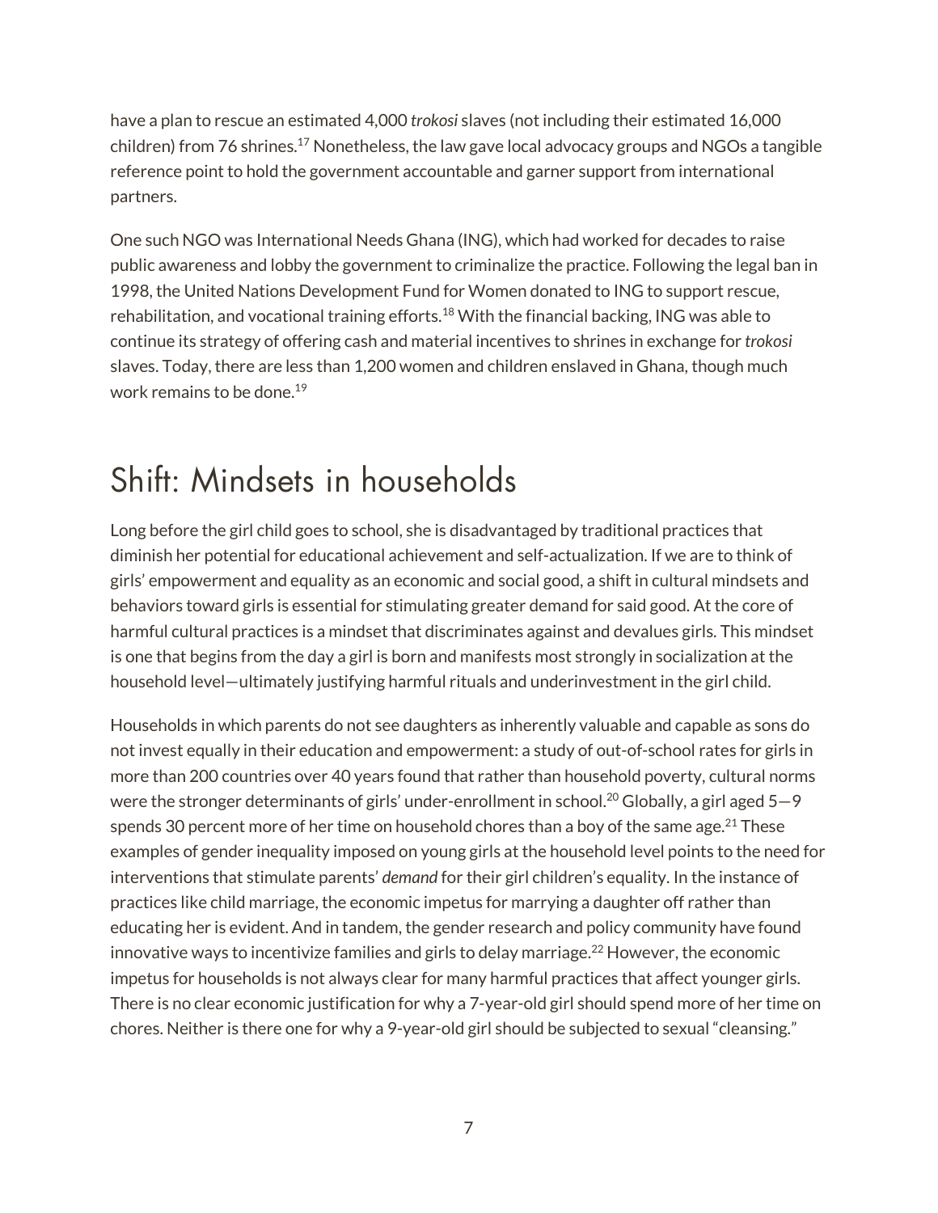have a plan to rescue an estimated 4,000 *trokosi* slaves (not including their estimated 16,000 children) from 76 shrines.[17] Nonetheless, the law gave local advocacy groups and NGOs a tangible reference point to hold the government accountable and garner support from international partners.

One such NGO was International Needs Ghana (ING), which had worked for decades to raise public awareness and lobby the government to criminalize the practice. Following the legal ban in 1998, the United Nations Development Fund for Women donated to ING to support rescue, rehabilitation, and vocational training efforts.[18] With the financial backing, ING was able to continue its strategy of offering cash and material incentives to shrines in exchange for *trokosi* slaves. Today, there are less than 1,200 women and children enslaved in Ghana, though much work remains to be done.[19]

## Shift: Mindsets in households

Long before the girl child goes to school, she is disadvantaged by traditional practices that diminish her potential for educational achievement and self-actualization. If we are to think of girls' empowerment and equality as an economic and social good, a shift in cultural mindsets and behaviors toward girls is essential for stimulating greater demand for said good. At the core of harmful cultural practices is a mindset that discriminates against and devalues girls. This mindset is one that begins from the day a girl is born and manifests most strongly in socialization at the household level—ultimately justifying harmful rituals and underinvestment in the girl child.

Households in which parents do not see daughters as inherently valuable and capable as sons do not invest equally in their education and empowerment: a study of out-of-school rates for girls in more than 200 countries over 40 years found that rather than household poverty, cultural norms were the stronger determinants of girls' under-enrollment in school.[20] Globally, a girl aged 5—9 spends 30 percent more of her time on household chores than a boy of the same age.[21] These examples of gender inequality imposed on young girls at the household level points to the need for interventions that stimulate parents' *demand* for their girl children's equality. In the instance of practices like child marriage, the economic impetus for marrying a daughter off rather than educating her is evident. And in tandem, the gender research and policy community have found innovative ways to incentivize families and girls to delay marriage.[22] However, the economic impetus for households is not always clear for many harmful practices that affect younger girls. There is no clear economic justification for why a 7-year-old girl should spend more of her time on chores. Neither is there one for why a 9-year-old girl should be subjected to sexual "cleansing."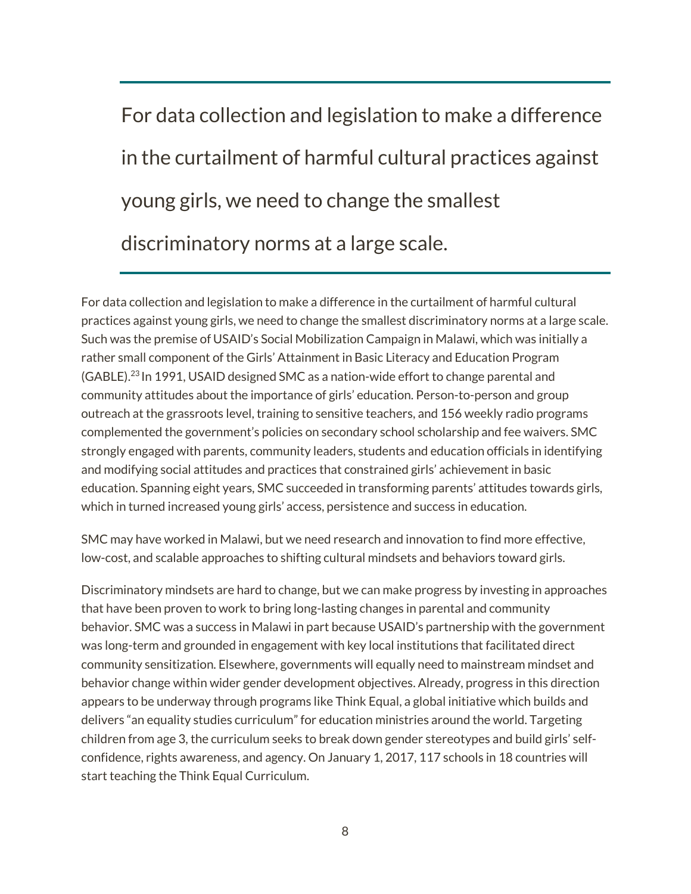> For data collection and legislation to make a difference in the curtailment of harmful cultural practices against young girls, we need to change the smallest discriminatory norms at a large scale.

For data collection and legislation to make a difference in the curtailment of harmful cultural practices against young girls, we need to change the smallest discriminatory norms at a large scale. Such was the premise of USAID's Social Mobilization Campaign in Malawi, which was initially a rather small component of the Girls' Attainment in Basic Literacy and Education Program (GABLE).[23] In 1991, USAID designed SMC as a nation-wide effort to change parental and community attitudes about the importance of girls' education. Person-to-person and group outreach at the grassroots level, training to sensitive teachers, and 156 weekly radio programs complemented the government's policies on secondary school scholarship and fee waivers. SMC strongly engaged with parents, community leaders, students and education officials in identifying and modifying social attitudes and practices that constrained girls' achievement in basic education. Spanning eight years, SMC succeeded in transforming parents' attitudes towards girls, which in turned increased young girls' access, persistence and success in education.

SMC may have worked in Malawi, but we need research and innovation to find more effective, low-cost, and scalable approaches to shifting cultural mindsets and behaviors toward girls.

Discriminatory mindsets are hard to change, but we can make progress by investing in approaches that have been proven to work to bring long-lasting changes in parental and community behavior. SMC was a success in Malawi in part because USAID's partnership with the government was long-term and grounded in engagement with key local institutions that facilitated direct community sensitization. Elsewhere, governments will equally need to mainstream mindset and behavior change within wider gender development objectives. Already, progress in this direction appears to be underway through programs like Think Equal, a global initiative which builds and delivers "an equality studies curriculum" for education ministries around the world. Targeting children from age 3, the curriculum seeks to break down gender stereotypes and build girls' self-confidence, rights awareness, and agency. On January 1, 2017, 117 schools in 18 countries will start teaching the Think Equal Curriculum.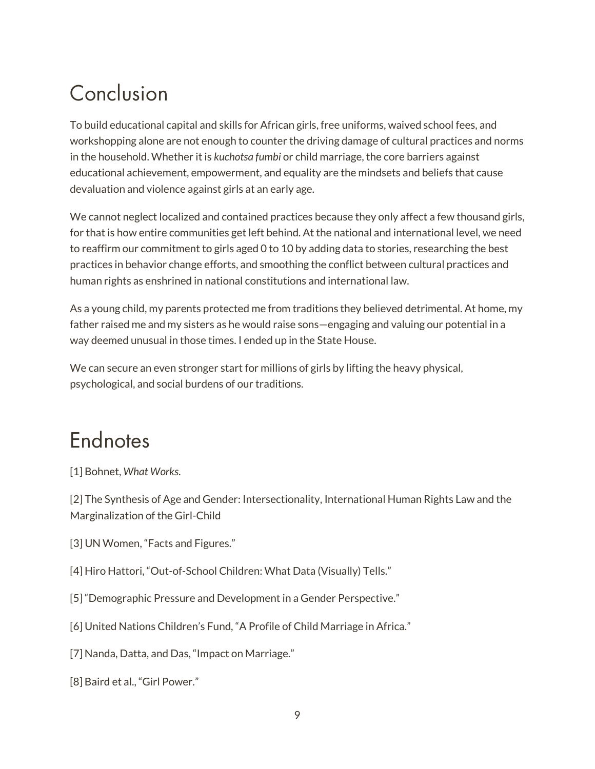# Conclusion

To build educational capital and skills for African girls, free uniforms, waived school fees, and workshopping alone are not enough to counter the driving damage of cultural practices and norms in the household. Whether it is *kuchotsa fumbi* or child marriage, the core barriers against educational achievement, empowerment, and equality are the mindsets and beliefs that cause devaluation and violence against girls at an early age.

We cannot neglect localized and contained practices because they only affect a few thousand girls, for that is how entire communities get left behind. At the national and international level, we need to reaffirm our commitment to girls aged 0 to 10 by adding data to stories, researching the best practices in behavior change efforts, and smoothing the conflict between cultural practices and human rights as enshrined in national constitutions and international law.

As a young child, my parents protected me from traditions they believed detrimental. At home, my father raised me and my sisters as he would raise sons—engaging and valuing our potential in a way deemed unusual in those times. I ended up in the State House.

We can secure an even stronger start for millions of girls by lifting the heavy physical, psychological, and social burdens of our traditions.

# Endnotes

[1] Bohnet, *What Works.*

[2] The Synthesis of Age and Gender: Intersectionality, International Human Rights Law and the Marginalization of the Girl-Child

[3] UN Women, "Facts and Figures."

[4] Hiro Hattori, "Out-of-School Children: What Data (Visually) Tells."

[5] "Demographic Pressure and Development in a Gender Perspective."

[6] United Nations Children's Fund, "A Profile of Child Marriage in Africa."

[7] Nanda, Datta, and Das, "Impact on Marriage."

[8] Baird et al., "Girl Power."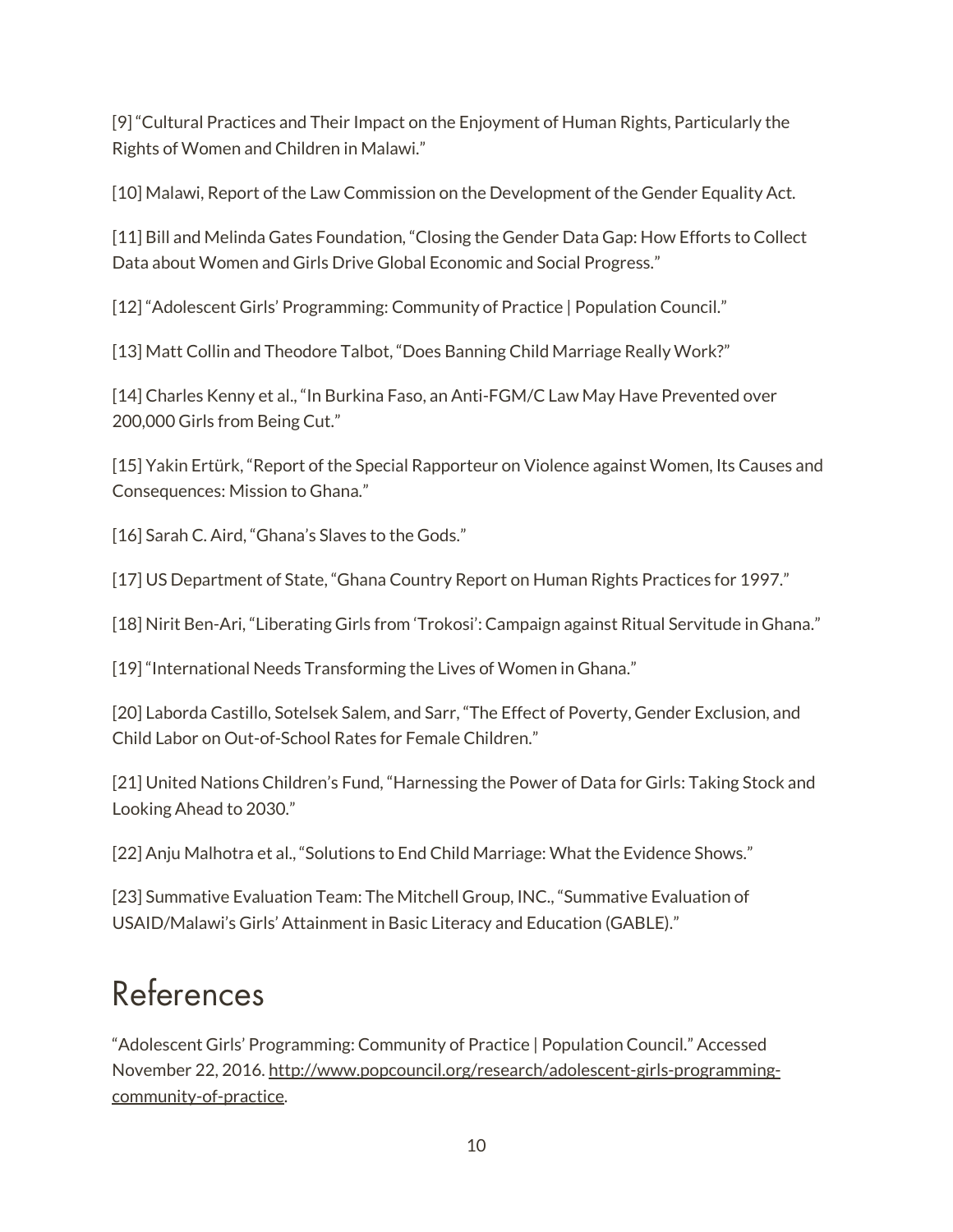[9] "Cultural Practices and Their Impact on the Enjoyment of Human Rights, Particularly the Rights of Women and Children in Malawi."

[10] Malawi, Report of the Law Commission on the Development of the Gender Equality Act.

[11] Bill and Melinda Gates Foundation, "Closing the Gender Data Gap: How Efforts to Collect Data about Women and Girls Drive Global Economic and Social Progress."

[12] "Adolescent Girls' Programming: Community of Practice | Population Council."

[13] Matt Collin and Theodore Talbot, "Does Banning Child Marriage Really Work?"

[14] Charles Kenny et al., "In Burkina Faso, an Anti-FGM/C Law May Have Prevented over 200,000 Girls from Being Cut."

[15] Yakin Ertürk, "Report of the Special Rapporteur on Violence against Women, Its Causes and Consequences: Mission to Ghana."

[16] Sarah C. Aird, "Ghana's Slaves to the Gods."

[17] US Department of State, "Ghana Country Report on Human Rights Practices for 1997."

[18] Nirit Ben-Ari, "Liberating Girls from 'Trokosi': Campaign against Ritual Servitude in Ghana."

[19] "International Needs Transforming the Lives of Women in Ghana."

[20] Laborda Castillo, Sotelsek Salem, and Sarr, "The Effect of Poverty, Gender Exclusion, and Child Labor on Out-of-School Rates for Female Children."

[21] United Nations Children's Fund, "Harnessing the Power of Data for Girls: Taking Stock and Looking Ahead to 2030."

[22] Anju Malhotra et al., "Solutions to End Child Marriage: What the Evidence Shows."

[23] Summative Evaluation Team: The Mitchell Group, INC., "Summative Evaluation of USAID/Malawi's Girls' Attainment in Basic Literacy and Education (GABLE)."

# References

"Adolescent Girls' Programming: Community of Practice | Population Council." Accessed November 22, 2016. http://www.popcouncil.org/research/adolescent-girls-programming-community-of-practice.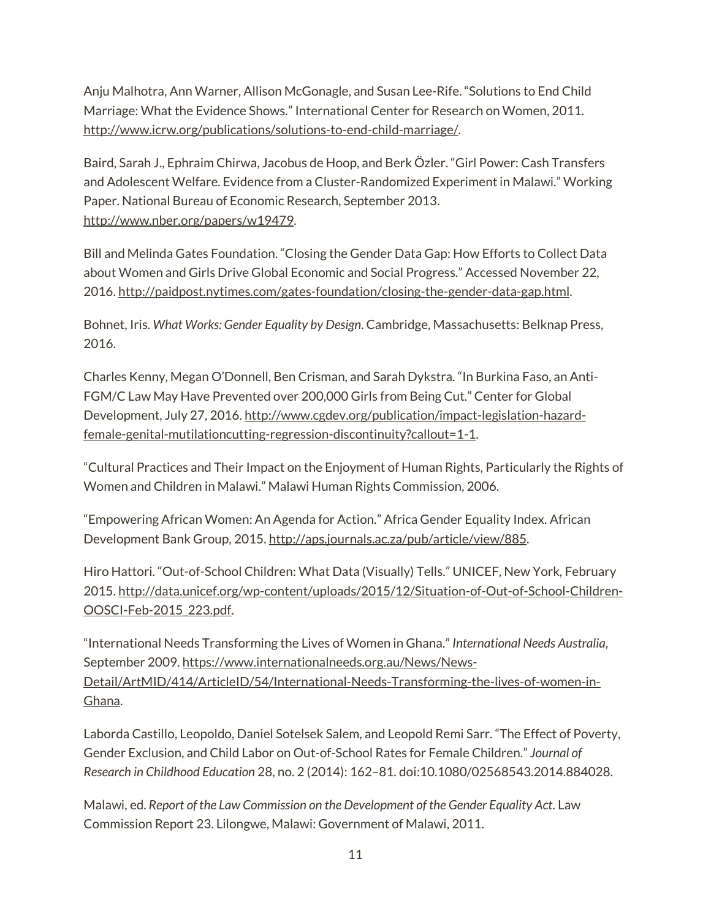Anju Malhotra, Ann Warner, Allison McGonagle, and Susan Lee-Rife. “Solutions to End Child Marriage: What the Evidence Shows.” International Center for Research on Women, 2011. http://www.icrw.org/publications/solutions-to-end-child-marriage/.

Baird, Sarah J., Ephraim Chirwa, Jacobus de Hoop, and Berk Özler. “Girl Power: Cash Transfers and Adolescent Welfare. Evidence from a Cluster-Randomized Experiment in Malawi.” Working Paper. National Bureau of Economic Research, September 2013. http://www.nber.org/papers/w19479.

Bill and Melinda Gates Foundation. “Closing the Gender Data Gap: How Efforts to Collect Data about Women and Girls Drive Global Economic and Social Progress.” Accessed November 22, 2016. http://paidpost.nytimes.com/gates-foundation/closing-the-gender-data-gap.html.

Bohnet, Iris. *What Works: Gender Equality by Design*. Cambridge, Massachusetts: Belknap Press, 2016.

Charles Kenny, Megan O’Donnell, Ben Crisman, and Sarah Dykstra. “In Burkina Faso, an Anti-FGM/C Law May Have Prevented over 200,000 Girls from Being Cut.” Center for Global Development, July 27, 2016. http://www.cgdev.org/publication/impact-legislation-hazard-female-genital-mutilationcutting-regression-discontinuity?callout=1-1.

“Cultural Practices and Their Impact on the Enjoyment of Human Rights, Particularly the Rights of Women and Children in Malawi.” Malawi Human Rights Commission, 2006.

“Empowering African Women: An Agenda for Action.” Africa Gender Equality Index. African Development Bank Group, 2015. http://aps.journals.ac.za/pub/article/view/885.

Hiro Hattori. “Out-of-School Children: What Data (Visually) Tells.” UNICEF, New York, February 2015. http://data.unicef.org/wp-content/uploads/2015/12/Situation-of-Out-of-School-Children-OOSCI-Feb-2015_223.pdf.

“International Needs Transforming the Lives of Women in Ghana.” *International Needs Australia*, September 2009. https://www.internationalneeds.org.au/News/News-Detail/ArtMID/414/ArticleID/54/International-Needs-Transforming-the-lives-of-women-in-Ghana.

Laborda Castillo, Leopoldo, Daniel Sotelsek Salem, and Leopold Remi Sarr. “The Effect of Poverty, Gender Exclusion, and Child Labor on Out-of-School Rates for Female Children.” *Journal of Research in Childhood Education* 28, no. 2 (2014): 162–81. doi:10.1080/02568543.2014.884028.

Malawi, ed. *Report of the Law Commission on the Development of the Gender Equality Act*. Law Commission Report 23. Lilongwe, Malawi: Government of Malawi, 2011.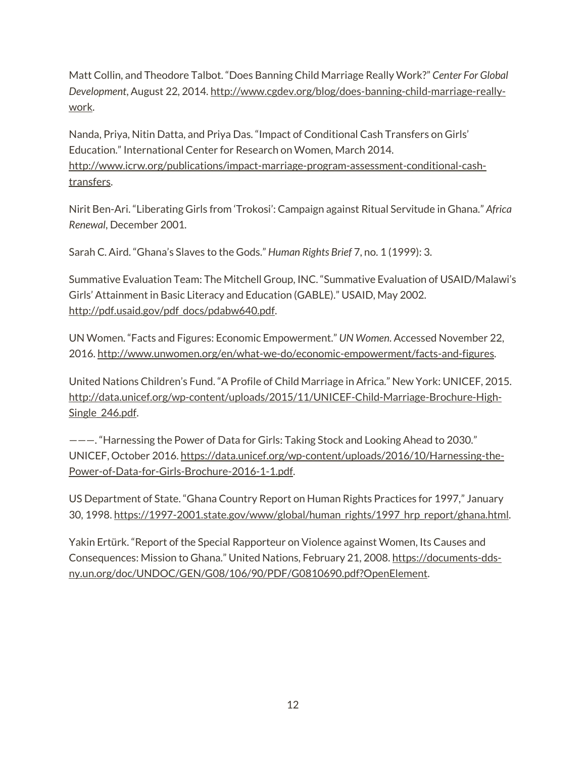Matt Collin, and Theodore Talbot. "Does Banning Child Marriage Really Work?" *Center For Global Development*, August 22, 2014. http://www.cgdev.org/blog/does-banning-child-marriage-really-work.

Nanda, Priya, Nitin Datta, and Priya Das. "Impact of Conditional Cash Transfers on Girls' Education." International Center for Research on Women, March 2014. http://www.icrw.org/publications/impact-marriage-program-assessment-conditional-cash-transfers.

Nirit Ben-Ari. "Liberating Girls from 'Trokosi': Campaign against Ritual Servitude in Ghana." *Africa Renewal*, December 2001.

Sarah C. Aird. "Ghana's Slaves to the Gods." *Human Rights Brief* 7, no. 1 (1999): 3.

Summative Evaluation Team: The Mitchell Group, INC. "Summative Evaluation of USAID/Malawi's Girls' Attainment in Basic Literacy and Education (GABLE)." USAID, May 2002. http://pdf.usaid.gov/pdf_docs/pdabw640.pdf.

UN Women. "Facts and Figures: Economic Empowerment." *UN Women*. Accessed November 22, 2016. http://www.unwomen.org/en/what-we-do/economic-empowerment/facts-and-figures.

United Nations Children's Fund. "A Profile of Child Marriage in Africa." New York: UNICEF, 2015. http://data.unicef.org/wp-content/uploads/2015/11/UNICEF-Child-Marriage-Brochure-High-Single_246.pdf.

———. "Harnessing the Power of Data for Girls: Taking Stock and Looking Ahead to 2030." UNICEF, October 2016. https://data.unicef.org/wp-content/uploads/2016/10/Harnessing-the-Power-of-Data-for-Girls-Brochure-2016-1-1.pdf.

US Department of State. "Ghana Country Report on Human Rights Practices for 1997," January 30, 1998. https://1997-2001.state.gov/www/global/human_rights/1997_hrp_report/ghana.html.

Yakin Ertürk. "Report of the Special Rapporteur on Violence against Women, Its Causes and Consequences: Mission to Ghana." United Nations, February 21, 2008. https://documents-dds-ny.un.org/doc/UNDOC/GEN/G08/106/90/PDF/G0810690.pdf?OpenElement.